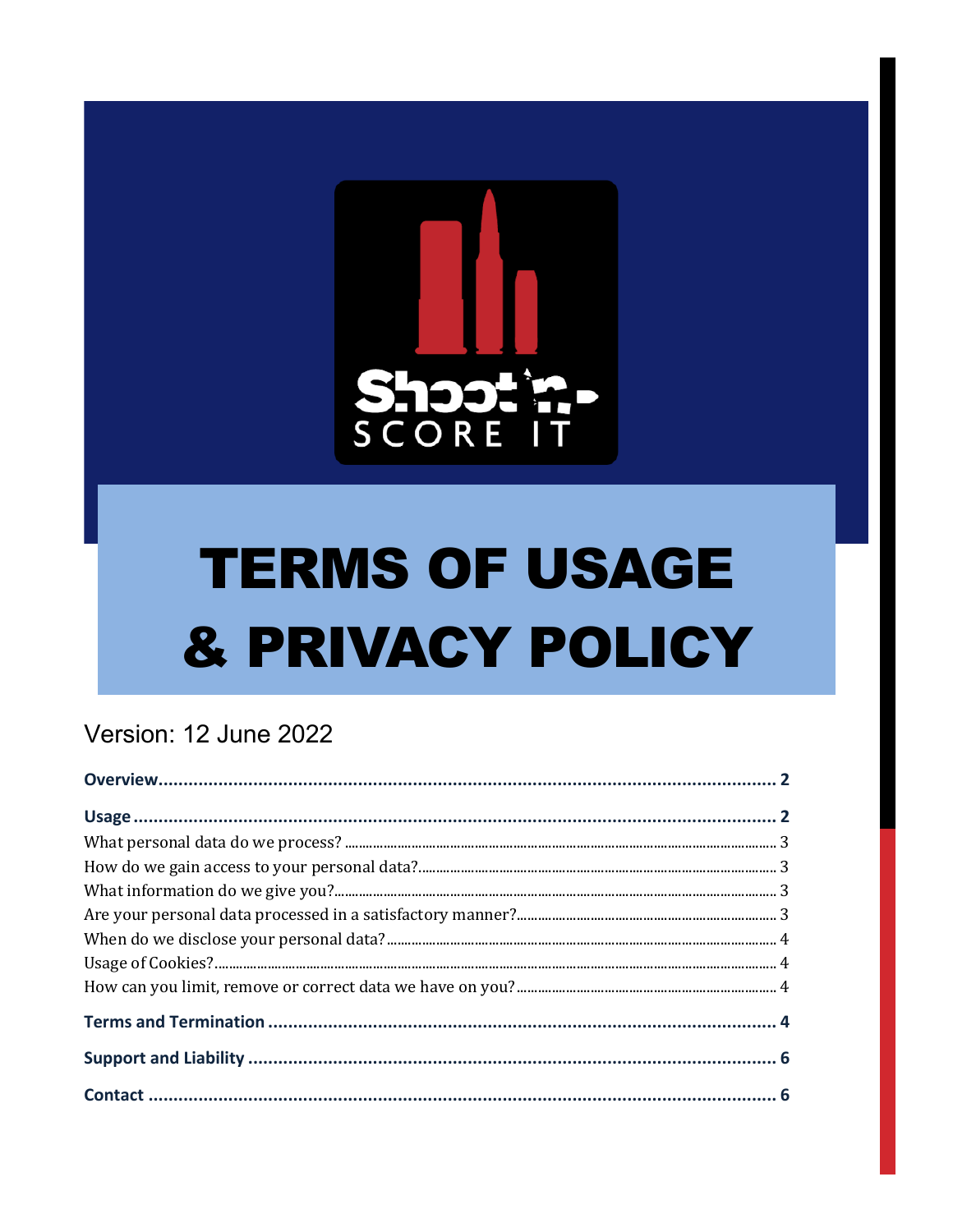# TERMS OF USAGE & PRIVACY POLICY

Version: 12 June 2022

**Overview** ........................................................................................................ 2

**Usage** .............................................................................................................. 2

What personal data do we process? ................................................................... 3

How do we gain access to your personal data? ................................................... 3

What information do we give you? ..................................................................... 3

Are your personal data processed in a satisfactory manner? ............................... 3

When do we disclose your personal data? ........................................................... 4

Usage of Cookies? ............................................................................................... 4

How can you limit, remove or correct data we have on you? ................................ 4

**Terms and Termination** ................................................................................... 4

**Support and Liability** ....................................................................................... 6

**Contact** ........................................................................................................... 6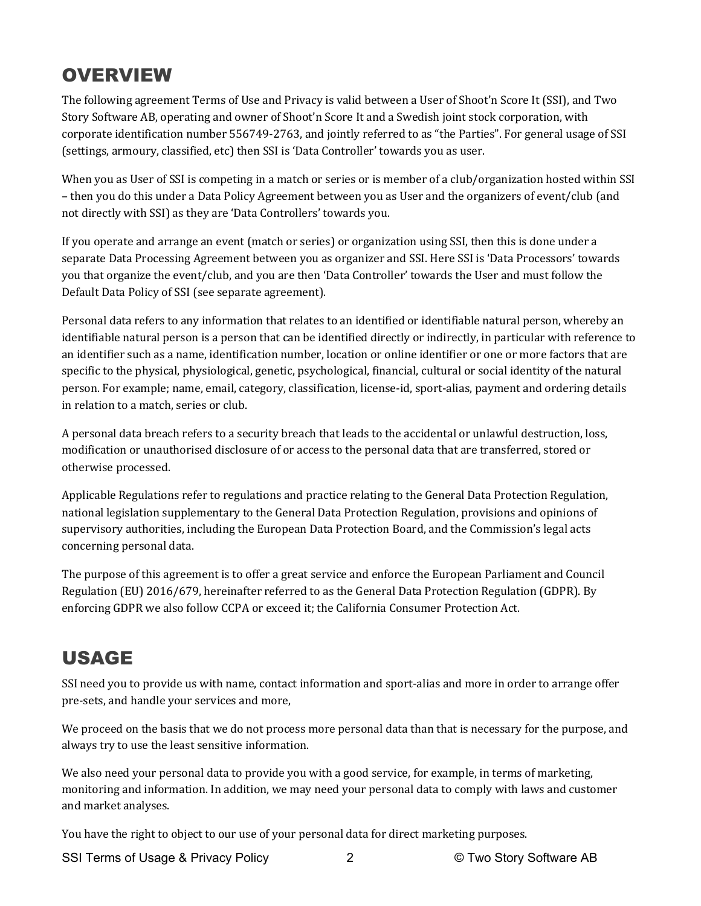# OVERVIEW

The following agreement Terms of Use and Privacy is valid between a User of Shoot'n Score It (SSI), and Two Story Software AB, operating and owner of Shoot'n Score It and a Swedish joint stock corporation, with corporate identification number 556749-2763, and jointly referred to as "the Parties". For general usage of SSI (settings, armoury, classified, etc) then SSI is 'Data Controller' towards you as user.

When you as User of SSI is competing in a match or series or is member of a club/organization hosted within SSI – then you do this under a Data Policy Agreement between you as User and the organizers of event/club (and not directly with SSI) as they are 'Data Controllers' towards you.

If you operate and arrange an event (match or series) or organization using SSI, then this is done under a separate Data Processing Agreement between you as organizer and SSI. Here SSI is 'Data Processors' towards you that organize the event/club, and you are then 'Data Controller' towards the User and must follow the Default Data Policy of SSI (see separate agreement).

Personal data refers to any information that relates to an identified or identifiable natural person, whereby an identifiable natural person is a person that can be identified directly or indirectly, in particular with reference to an identifier such as a name, identification number, location or online identifier or one or more factors that are specific to the physical, physiological, genetic, psychological, financial, cultural or social identity of the natural person. For example; name, email, category, classification, license-id, sport-alias, payment and ordering details in relation to a match, series or club.

A personal data breach refers to a security breach that leads to the accidental or unlawful destruction, loss, modification or unauthorised disclosure of or access to the personal data that are transferred, stored or otherwise processed.

Applicable Regulations refer to regulations and practice relating to the General Data Protection Regulation, national legislation supplementary to the General Data Protection Regulation, provisions and opinions of supervisory authorities, including the European Data Protection Board, and the Commission's legal acts concerning personal data.

The purpose of this agreement is to offer a great service and enforce the European Parliament and Council Regulation (EU) 2016/679, hereinafter referred to as the General Data Protection Regulation (GDPR). By enforcing GDPR we also follow CCPA or exceed it; the California Consumer Protection Act.

# USAGE

SSI need you to provide us with name, contact information and sport-alias and more in order to arrange offer pre-sets, and handle your services and more,

We proceed on the basis that we do not process more personal data than that is necessary for the purpose, and always try to use the least sensitive information.

We also need your personal data to provide you with a good service, for example, in terms of marketing, monitoring and information. In addition, we may need your personal data to comply with laws and customer and market analyses.

You have the right to object to our use of your personal data for direct marketing purposes.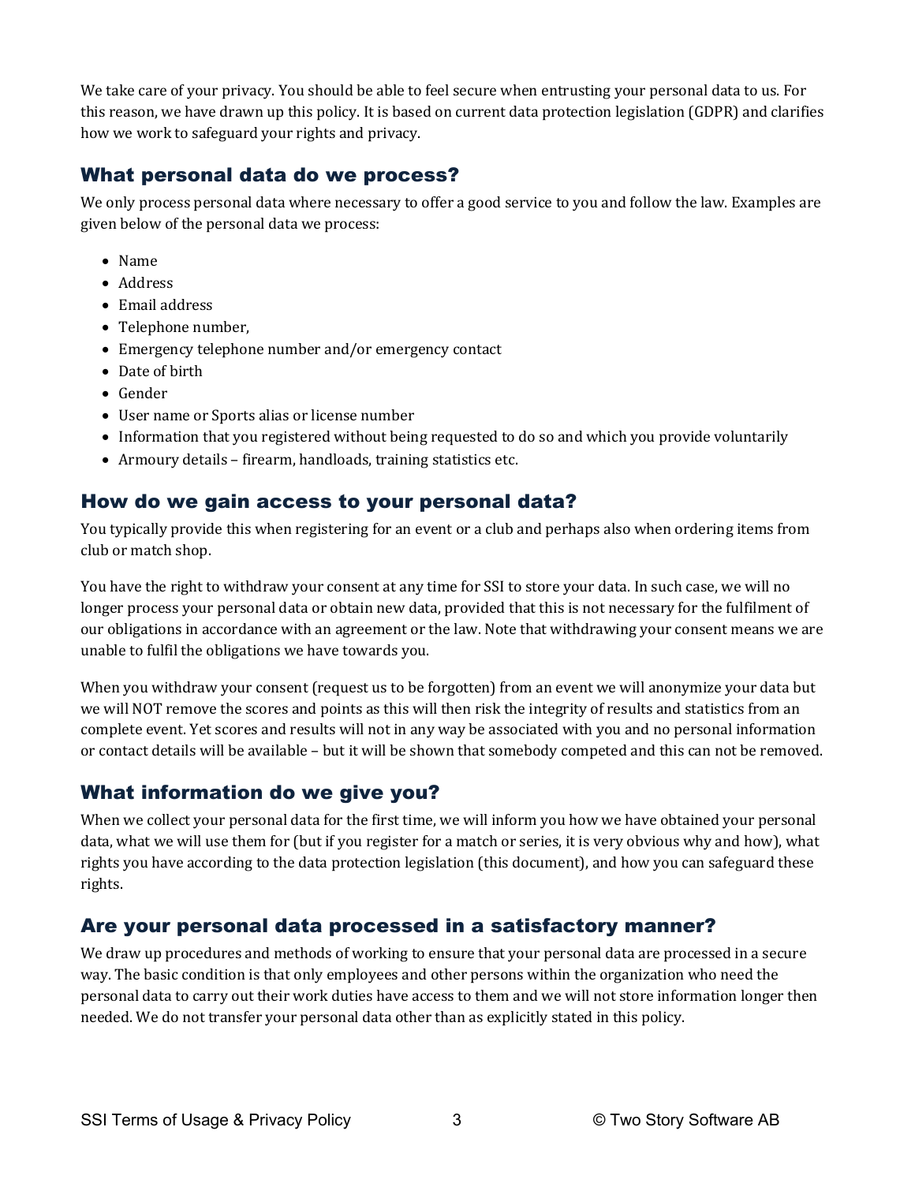We take care of your privacy. You should be able to feel secure when entrusting your personal data to us. For this reason, we have drawn up this policy. It is based on current data protection legislation (GDPR) and clarifies how we work to safeguard your rights and privacy.

## What personal data do we process?

We only process personal data where necessary to offer a good service to you and follow the law. Examples are given below of the personal data we process:

- Name
- Address
- Email address
- Telephone number,
- Emergency telephone number and/or emergency contact
- Date of birth
- Gender
- User name or Sports alias or license number
- Information that you registered without being requested to do so and which you provide voluntarily
- Armoury details – firearm, handloads, training statistics etc.

## How do we gain access to your personal data?

You typically provide this when registering for an event or a club and perhaps also when ordering items from club or match shop.

You have the right to withdraw your consent at any time for SSI to store your data. In such case, we will no longer process your personal data or obtain new data, provided that this is not necessary for the fulfilment of our obligations in accordance with an agreement or the law. Note that withdrawing your consent means we are unable to fulfil the obligations we have towards you.

When you withdraw your consent (request us to be forgotten) from an event we will anonymize your data but we will NOT remove the scores and points as this will then risk the integrity of results and statistics from an complete event. Yet scores and results will not in any way be associated with you and no personal information or contact details will be available – but it will be shown that somebody competed and this can not be removed.

## What information do we give you?

When we collect your personal data for the first time, we will inform you how we have obtained your personal data, what we will use them for (but if you register for a match or series, it is very obvious why and how), what rights you have according to the data protection legislation (this document), and how you can safeguard these rights.

## Are your personal data processed in a satisfactory manner?

We draw up procedures and methods of working to ensure that your personal data are processed in a secure way. The basic condition is that only employees and other persons within the organization who need the personal data to carry out their work duties have access to them and we will not store information longer then needed. We do not transfer your personal data other than as explicitly stated in this policy.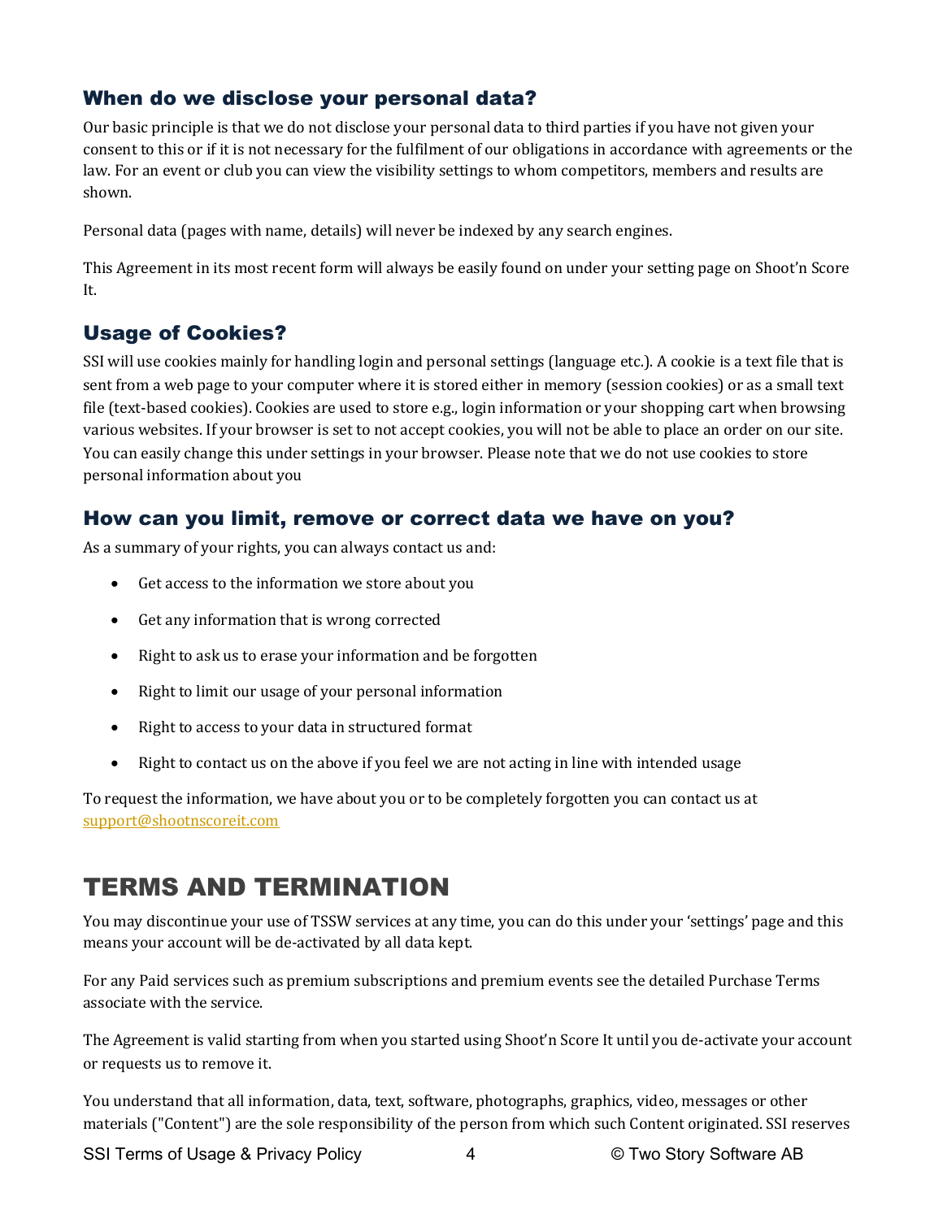### When do we disclose your personal data?

Our basic principle is that we do not disclose your personal data to third parties if you have not given your consent to this or if it is not necessary for the fulfilment of our obligations in accordance with agreements or the law. For an event or club you can view the visibility settings to whom competitors, members and results are shown.

Personal data (pages with name, details) will never be indexed by any search engines.

This Agreement in its most recent form will always be easily found on under your setting page on Shoot'n Score It.

### Usage of Cookies?

SSI will use cookies mainly for handling login and personal settings (language etc.). A cookie is a text file that is sent from a web page to your computer where it is stored either in memory (session cookies) or as a small text file (text-based cookies). Cookies are used to store e.g., login information or your shopping cart when browsing various websites. If your browser is set to not accept cookies, you will not be able to place an order on our site. You can easily change this under settings in your browser. Please note that we do not use cookies to store personal information about you

### How can you limit, remove or correct data we have on you?

As a summary of your rights, you can always contact us and:

- Get access to the information we store about you
- Get any information that is wrong corrected
- Right to ask us to erase your information and be forgotten
- Right to limit our usage of your personal information
- Right to access to your data in structured format
- Right to contact us on the above if you feel we are not acting in line with intended usage

To request the information, we have about you or to be completely forgotten you can contact us at support@shootnscoreit.com

# TERMS AND TERMINATION

You may discontinue your use of TSSW services at any time, you can do this under your 'settings' page and this means your account will be de-activated by all data kept.

For any Paid services such as premium subscriptions and premium events see the detailed Purchase Terms associate with the service.

The Agreement is valid starting from when you started using Shoot'n Score It until you de-activate your account or requests us to remove it.

You understand that all information, data, text, software, photographs, graphics, video, messages or other materials ("Content") are the sole responsibility of the person from which such Content originated. SSI reserves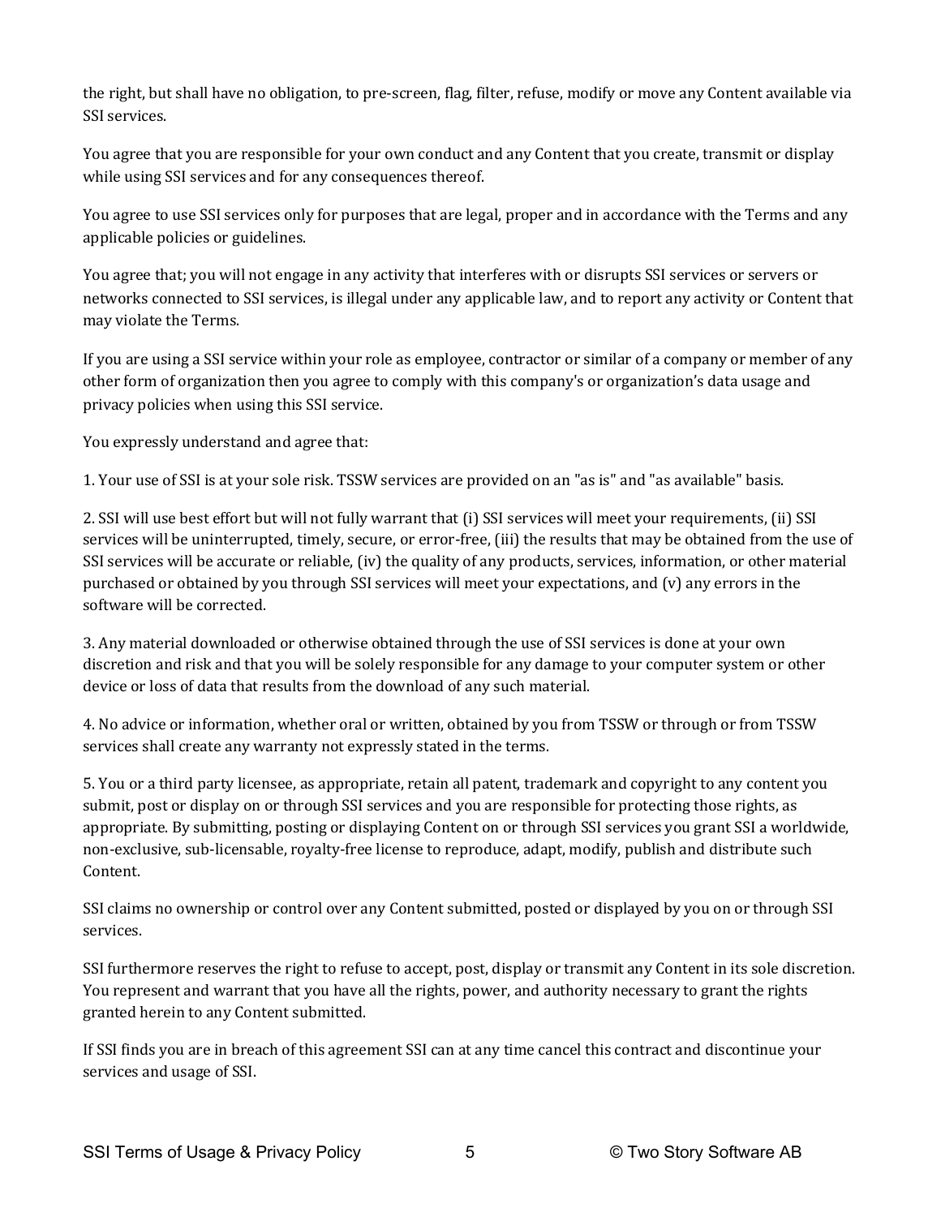the right, but shall have no obligation, to pre-screen, flag, filter, refuse, modify or move any Content available via SSI services.

You agree that you are responsible for your own conduct and any Content that you create, transmit or display while using SSI services and for any consequences thereof.

You agree to use SSI services only for purposes that are legal, proper and in accordance with the Terms and any applicable policies or guidelines.

You agree that; you will not engage in any activity that interferes with or disrupts SSI services or servers or networks connected to SSI services, is illegal under any applicable law, and to report any activity or Content that may violate the Terms.

If you are using a SSI service within your role as employee, contractor or similar of a company or member of any other form of organization then you agree to comply with this company's or organization's data usage and privacy policies when using this SSI service.

You expressly understand and agree that:

1. Your use of SSI is at your sole risk. TSSW services are provided on an "as is" and "as available" basis.

2. SSI will use best effort but will not fully warrant that (i) SSI services will meet your requirements, (ii) SSI services will be uninterrupted, timely, secure, or error-free, (iii) the results that may be obtained from the use of SSI services will be accurate or reliable, (iv) the quality of any products, services, information, or other material purchased or obtained by you through SSI services will meet your expectations, and (v) any errors in the software will be corrected.

3. Any material downloaded or otherwise obtained through the use of SSI services is done at your own discretion and risk and that you will be solely responsible for any damage to your computer system or other device or loss of data that results from the download of any such material.

4. No advice or information, whether oral or written, obtained by you from TSSW or through or from TSSW services shall create any warranty not expressly stated in the terms.

5. You or a third party licensee, as appropriate, retain all patent, trademark and copyright to any content you submit, post or display on or through SSI services and you are responsible for protecting those rights, as appropriate. By submitting, posting or displaying Content on or through SSI services you grant SSI a worldwide, non-exclusive, sub-licensable, royalty-free license to reproduce, adapt, modify, publish and distribute such Content.

SSI claims no ownership or control over any Content submitted, posted or displayed by you on or through SSI services.

SSI furthermore reserves the right to refuse to accept, post, display or transmit any Content in its sole discretion. You represent and warrant that you have all the rights, power, and authority necessary to grant the rights granted herein to any Content submitted.

If SSI finds you are in breach of this agreement SSI can at any time cancel this contract and discontinue your services and usage of SSI.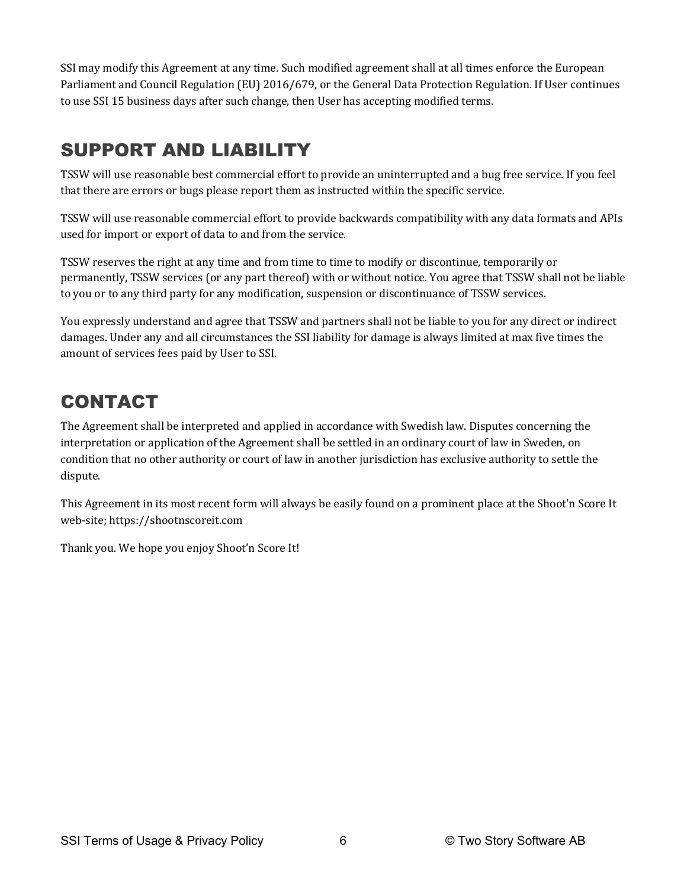SSI may modify this Agreement at any time. Such modified agreement shall at all times enforce the European Parliament and Council Regulation (EU) 2016/679, or the General Data Protection Regulation. If User continues to use SSI 15 business days after such change, then User has accepting modified terms.

## SUPPORT AND LIABILITY

TSSW will use reasonable best commercial effort to provide an uninterrupted and a bug free service. If you feel that there are errors or bugs please report them as instructed within the specific service.

TSSW will use reasonable commercial effort to provide backwards compatibility with any data formats and APIs used for import or export of data to and from the service.

TSSW reserves the right at any time and from time to time to modify or discontinue, temporarily or permanently, TSSW services (or any part thereof) with or without notice. You agree that TSSW shall not be liable to you or to any third party for any modification, suspension or discontinuance of TSSW services.

You expressly understand and agree that TSSW and partners shall not be liable to you for any direct or indirect damages. Under any and all circumstances the SSI liability for damage is always limited at max five times the amount of services fees paid by User to SSI.

## CONTACT

The Agreement shall be interpreted and applied in accordance with Swedish law. Disputes concerning the interpretation or application of the Agreement shall be settled in an ordinary court of law in Sweden, on condition that no other authority or court of law in another jurisdiction has exclusive authority to settle the dispute.

This Agreement in its most recent form will always be easily found on a prominent place at the Shoot'n Score It web-site; https://shootnscoreit.com

Thank you. We hope you enjoy Shoot'n Score It!